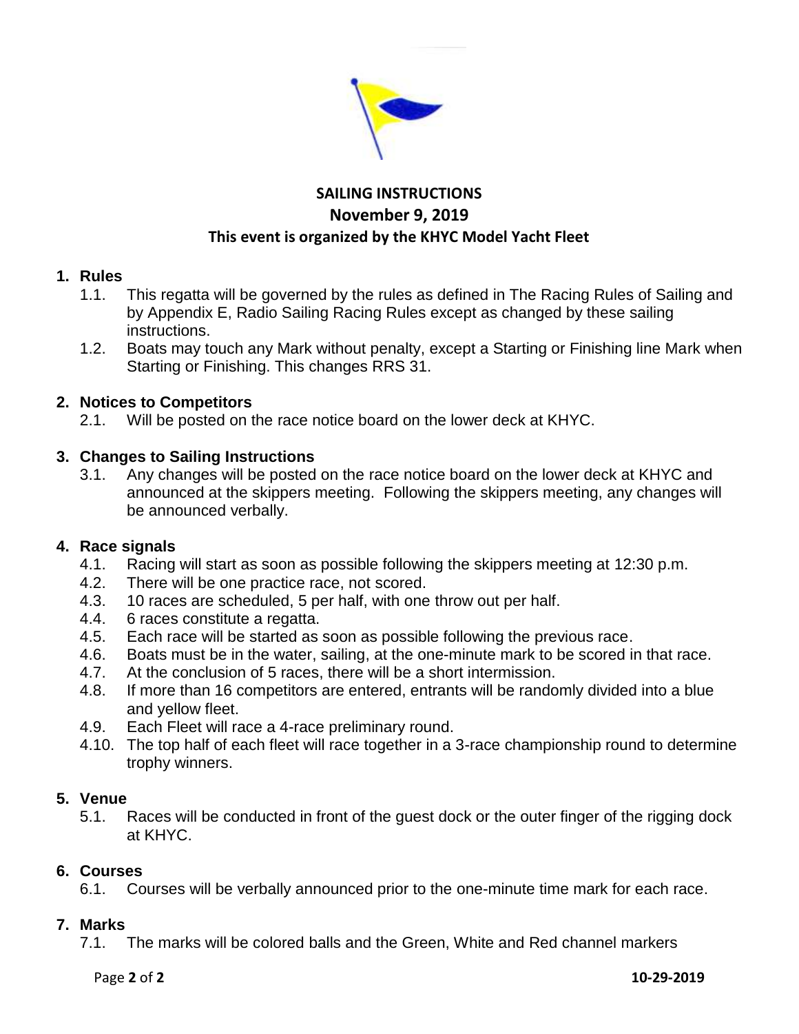**SAILING INSTRUCTIONS**

**November 9, 2019**

**This event is organized by the KHYC Model Yacht Fleet**

## 1. Rules

1.1. This regatta will be governed by the rules as defined in The Racing Rules of Sailing and by Appendix E, Radio Sailing Racing Rules except as changed by these sailing instructions.

1.2. Boats may touch any Mark without penalty, except a Starting or Finishing line Mark when Starting or Finishing. This changes RRS 31.

## 2. Notices to Competitors

2.1. Will be posted on the race notice board on the lower deck at KHYC.

## 3. Changes to Sailing Instructions

3.1. Any changes will be posted on the race notice board on the lower deck at KHYC and announced at the skippers meeting. Following the skippers meeting, any changes will be announced verbally.

## 4. Race signals

4.1. Racing will start as soon as possible following the skippers meeting at 12:30 p.m.

4.2. There will be one practice race, not scored.

4.3. 10 races are scheduled, 5 per half, with one throw out per half.

4.4. 6 races constitute a regatta.

4.5. Each race will be started as soon as possible following the previous race.

4.6. Boats must be in the water, sailing, at the one-minute mark to be scored in that race.

4.7. At the conclusion of 5 races, there will be a short intermission.

4.8. If more than 16 competitors are entered, entrants will be randomly divided into a blue and yellow fleet.

4.9. Each Fleet will race a 4-race preliminary round.

4.10. The top half of each fleet will race together in a 3-race championship round to determine trophy winners.

## 5. Venue

5.1. Races will be conducted in front of the guest dock or the outer finger of the rigging dock at KHYC.

## 6. Courses

6.1. Courses will be verbally announced prior to the one-minute time mark for each race.

## 7. Marks

7.1. The marks will be colored balls and the Green, White and Red channel markers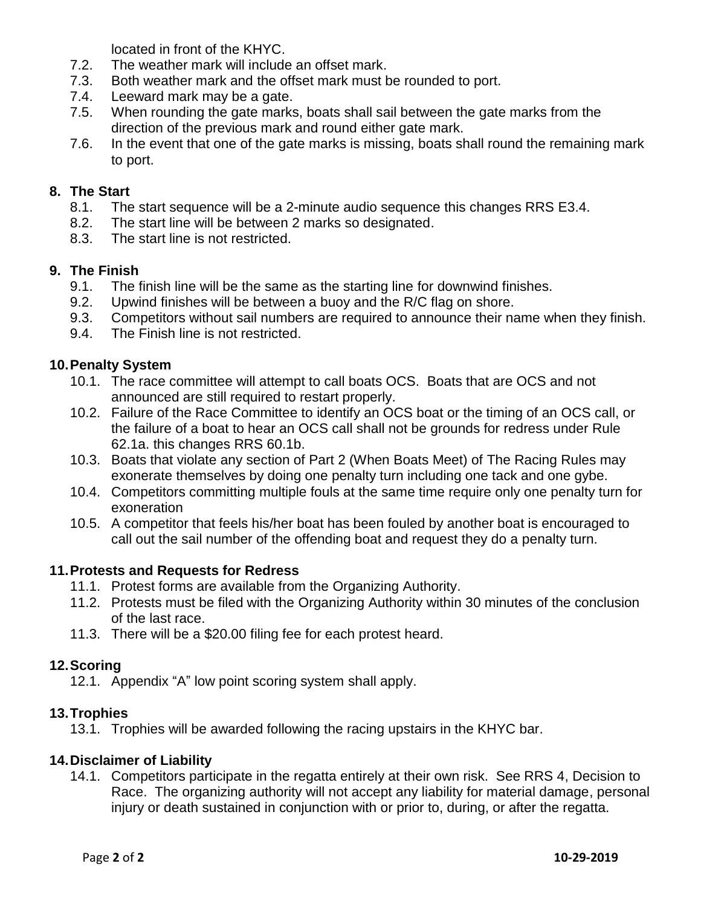located in front of the KHYC.

7.2. The weather mark will include an offset mark.
7.3. Both weather mark and the offset mark must be rounded to port.
7.4. Leeward mark may be a gate.
7.5. When rounding the gate marks, boats shall sail between the gate marks from the direction of the previous mark and round either gate mark.
7.6. In the event that one of the gate marks is missing, boats shall round the remaining mark to port.

## 8. The Start

8.1. The start sequence will be a 2-minute audio sequence this changes RRS E3.4.
8.2. The start line will be between 2 marks so designated.
8.3. The start line is not restricted.

## 9. The Finish

9.1. The finish line will be the same as the starting line for downwind finishes.
9.2. Upwind finishes will be between a buoy and the R/C flag on shore.
9.3. Competitors without sail numbers are required to announce their name when they finish.
9.4. The Finish line is not restricted.

## 10. Penalty System

10.1. The race committee will attempt to call boats OCS. Boats that are OCS and not announced are still required to restart properly.
10.2. Failure of the Race Committee to identify an OCS boat or the timing of an OCS call, or the failure of a boat to hear an OCS call shall not be grounds for redress under Rule 62.1a. this changes RRS 60.1b.
10.3. Boats that violate any section of Part 2 (When Boats Meet) of The Racing Rules may exonerate themselves by doing one penalty turn including one tack and one gybe.
10.4. Competitors committing multiple fouls at the same time require only one penalty turn for exoneration
10.5. A competitor that feels his/her boat has been fouled by another boat is encouraged to call out the sail number of the offending boat and request they do a penalty turn.

## 11. Protests and Requests for Redress

11.1. Protest forms are available from the Organizing Authority.
11.2. Protests must be filed with the Organizing Authority within 30 minutes of the conclusion of the last race.
11.3. There will be a $20.00 filing fee for each protest heard.

## 12. Scoring

12.1. Appendix "A" low point scoring system shall apply.

## 13. Trophies

13.1. Trophies will be awarded following the racing upstairs in the KHYC bar.

## 14. Disclaimer of Liability

14.1. Competitors participate in the regatta entirely at their own risk. See RRS 4, Decision to Race. The organizing authority will not accept any liability for material damage, personal injury or death sustained in conjunction with or prior to, during, or after the regatta.

**10-29-2019**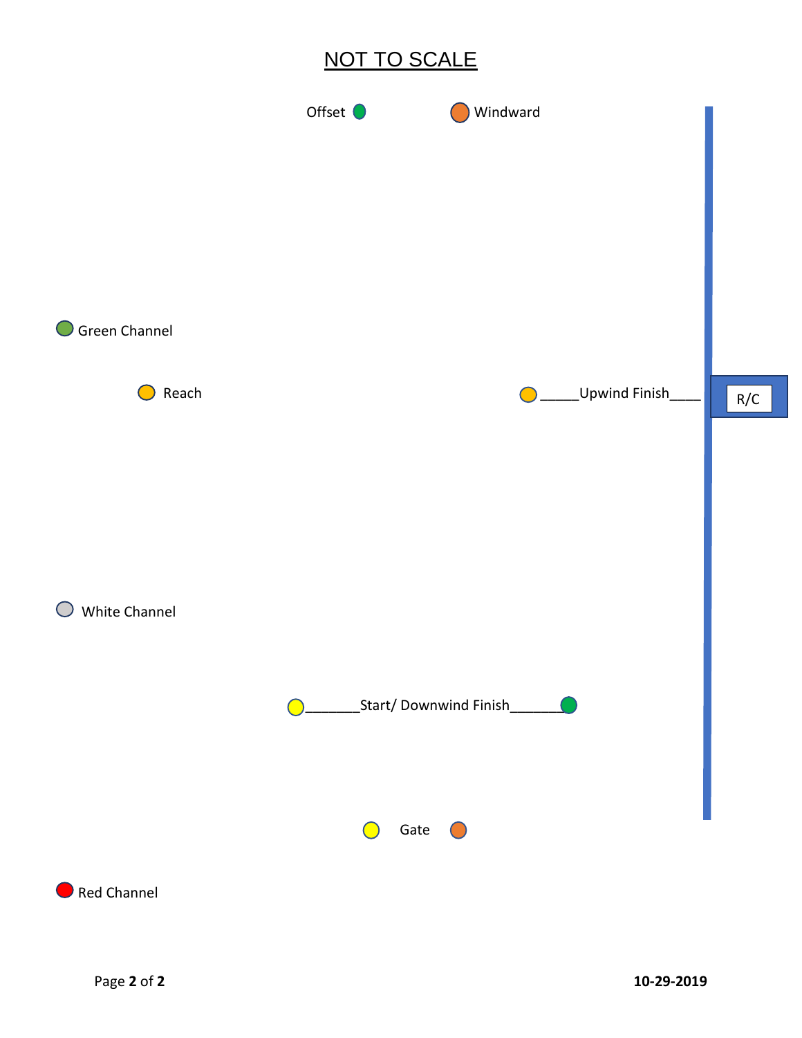NOT TO SCALE

Offset

Windward

Green Channel

Reach

\_\_\_\_\_Upwind Finish\_\_\_\_

R/C

White Channel

\_\_\_\_\_\_\_Start/ Downwind Finish\_\_\_\_\_\_\_

Gate

Red Channel

10-29-2019